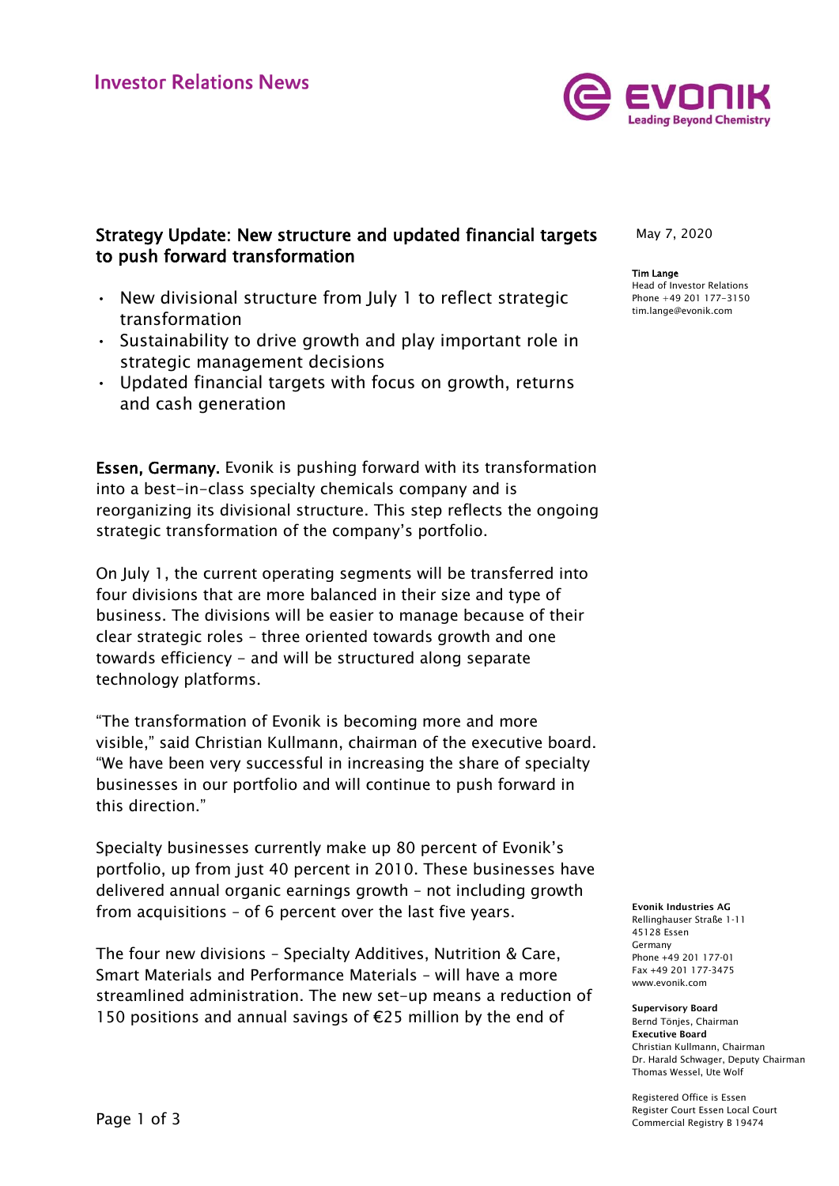Investor Relations News

# Strategy Update: New structure and updated financial targets to push forward transformation

May 7, 2020

**Tim Lange**
Head of Investor Relations
Phone +49 201 177-3150
tim.lange@evonik.com

- New divisional structure from July 1 to reflect strategic transformation
- Sustainability to drive growth and play important role in strategic management decisions
- Updated financial targets with focus on growth, returns and cash generation

**Essen, Germany.** Evonik is pushing forward with its transformation into a best-in-class specialty chemicals company and is reorganizing its divisional structure. This step reflects the ongoing strategic transformation of the company's portfolio.

On July 1, the current operating segments will be transferred into four divisions that are more balanced in their size and type of business. The divisions will be easier to manage because of their clear strategic roles – three oriented towards growth and one towards efficiency – and will be structured along separate technology platforms.

"The transformation of Evonik is becoming more and more visible," said Christian Kullmann, chairman of the executive board. "We have been very successful in increasing the share of specialty businesses in our portfolio and will continue to push forward in this direction."

Specialty businesses currently make up 80 percent of Evonik's portfolio, up from just 40 percent in 2010. These businesses have delivered annual organic earnings growth – not including growth from acquisitions – of 6 percent over the last five years.

The four new divisions – Specialty Additives, Nutrition & Care, Smart Materials and Performance Materials – will have a more streamlined administration. The new set-up means a reduction of 150 positions and annual savings of €25 million by the end of

**Evonik Industries AG**
Rellinghauser Straße 1-11
45128 Essen
Germany
Phone +49 201 177-01
Fax +49 201 177-3475
www.evonik.com

**Supervisory Board**
Bernd Tönjes, Chairman
**Executive Board**
Christian Kullmann, Chairman
Dr. Harald Schwager, Deputy Chairman
Thomas Wessel, Ute Wolf

Registered Office is Essen
Register Court Essen Local Court
Commercial Registry B 19474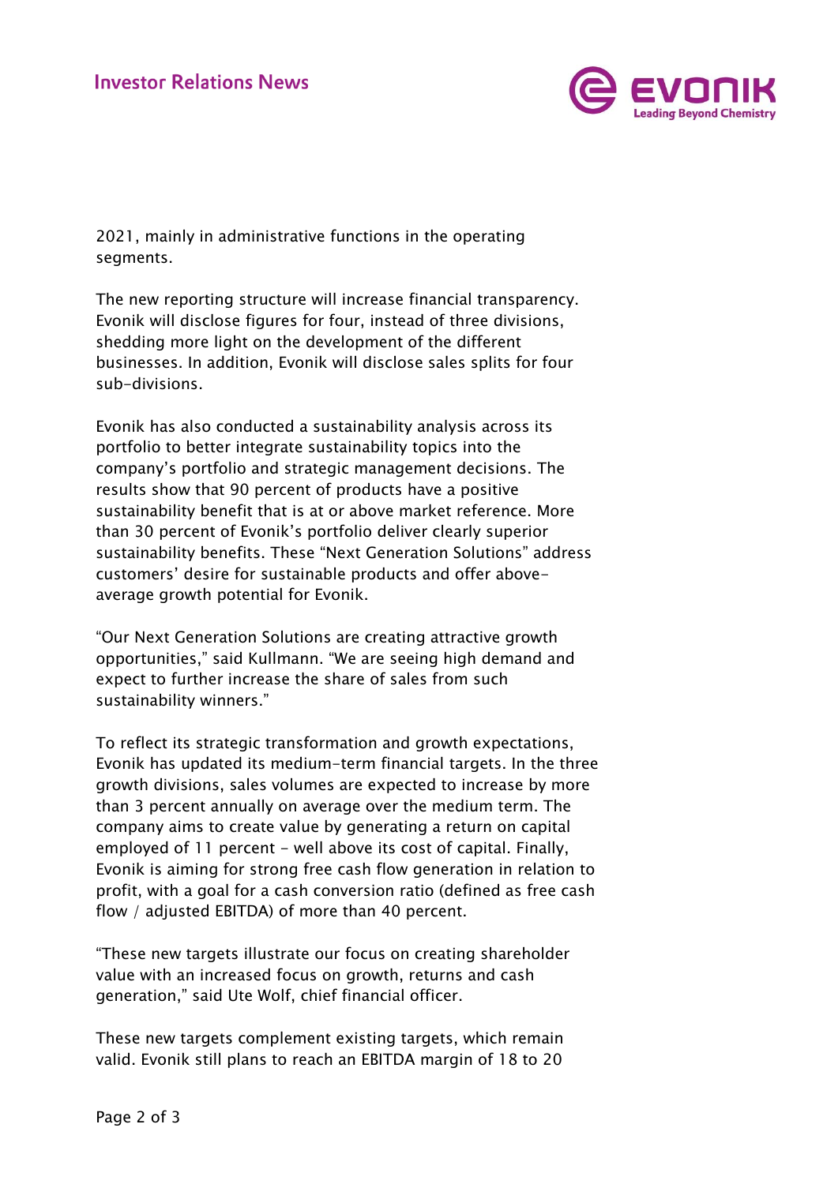2021, mainly in administrative functions in the operating segments.

The new reporting structure will increase financial transparency. Evonik will disclose figures for four, instead of three divisions, shedding more light on the development of the different businesses. In addition, Evonik will disclose sales splits for four sub-divisions.

Evonik has also conducted a sustainability analysis across its portfolio to better integrate sustainability topics into the company's portfolio and strategic management decisions. The results show that 90 percent of products have a positive sustainability benefit that is at or above market reference. More than 30 percent of Evonik's portfolio deliver clearly superior sustainability benefits. These "Next Generation Solutions" address customers' desire for sustainable products and offer above-average growth potential for Evonik.

"Our Next Generation Solutions are creating attractive growth opportunities," said Kullmann. "We are seeing high demand and expect to further increase the share of sales from such sustainability winners."

To reflect its strategic transformation and growth expectations, Evonik has updated its medium-term financial targets. In the three growth divisions, sales volumes are expected to increase by more than 3 percent annually on average over the medium term. The company aims to create value by generating a return on capital employed of 11 percent – well above its cost of capital. Finally, Evonik is aiming for strong free cash flow generation in relation to profit, with a goal for a cash conversion ratio (defined as free cash flow / adjusted EBITDA) of more than 40 percent.

"These new targets illustrate our focus on creating shareholder value with an increased focus on growth, returns and cash generation," said Ute Wolf, chief financial officer.

These new targets complement existing targets, which remain valid. Evonik still plans to reach an EBITDA margin of 18 to 20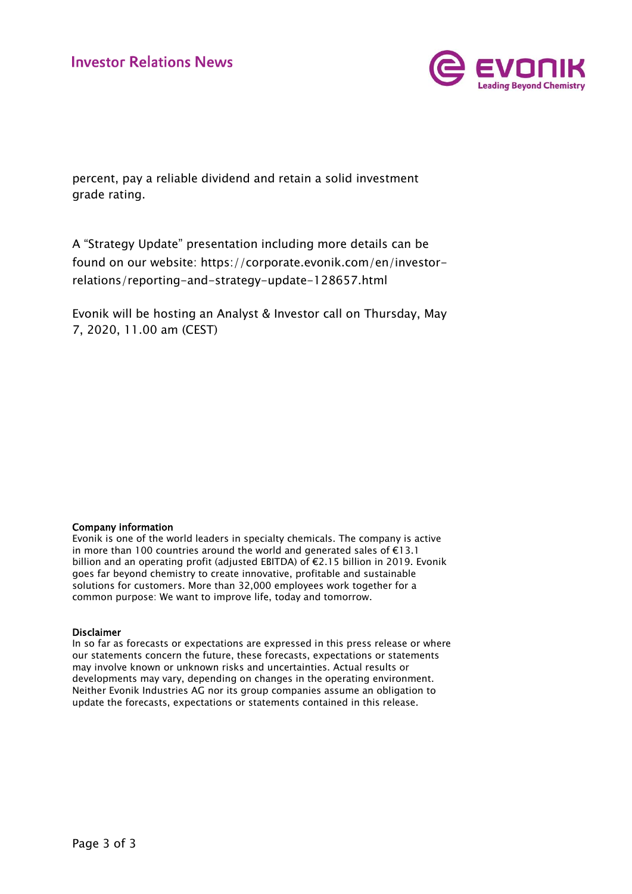percent, pay a reliable dividend and retain a solid investment grade rating.

A "Strategy Update" presentation including more details can be found on our website: https://corporate.evonik.com/en/investor-relations/reporting-and-strategy-update-128657.html

Evonik will be hosting an Analyst & Investor call on Thursday, May 7, 2020, 11.00 am (CEST)

**Company information**
Evonik is one of the world leaders in specialty chemicals. The company is active in more than 100 countries around the world and generated sales of €13.1 billion and an operating profit (adjusted EBITDA) of €2.15 billion in 2019. Evonik goes far beyond chemistry to create innovative, profitable and sustainable solutions for customers. More than 32,000 employees work together for a common purpose: We want to improve life, today and tomorrow.

**Disclaimer**
In so far as forecasts or expectations are expressed in this press release or where our statements concern the future, these forecasts, expectations or statements may involve known or unknown risks and uncertainties. Actual results or developments may vary, depending on changes in the operating environment. Neither Evonik Industries AG nor its group companies assume an obligation to update the forecasts, expectations or statements contained in this release.